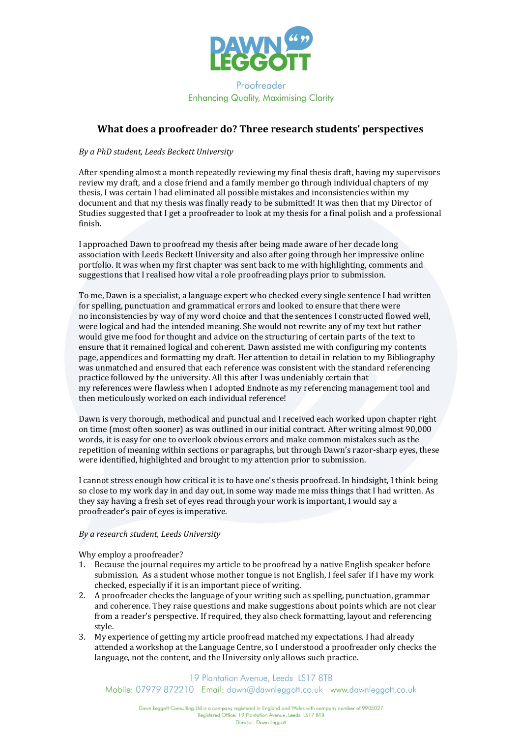**DAWN LEGGOTT**

Proofreader
Enhancing Quality, Maximising Clarity

## What does a proofreader do? Three research students' perspectives

*By a PhD student, Leeds Beckett University*

After spending almost a month repeatedly reviewing my final thesis draft, having my supervisors review my draft, and a close friend and a family member go through individual chapters of my thesis, I was certain I had eliminated all possible mistakes and inconsistencies within my document and that my thesis was finally ready to be submitted! It was then that my Director of Studies suggested that I get a proofreader to look at my thesis for a final polish and a professional finish.

I approached Dawn to proofread my thesis after being made aware of her decade long association with Leeds Beckett University and also after going through her impressive online portfolio. It was when my first chapter was sent back to me with highlighting, comments and suggestions that I realised how vital a role proofreading plays prior to submission.

To me, Dawn is a specialist, a language expert who checked every single sentence I had written for spelling, punctuation and grammatical errors and looked to ensure that there were no inconsistencies by way of my word choice and that the sentences I constructed flowed well, were logical and had the intended meaning. She would not rewrite any of my text but rather would give me food for thought and advice on the structuring of certain parts of the text to ensure that it remained logical and coherent. Dawn assisted me with configuring my contents page, appendices and formatting my draft. Her attention to detail in relation to my Bibliography was unmatched and ensured that each reference was consistent with the standard referencing practice followed by the university. All this after I was undeniably certain that my references were flawless when I adopted Endnote as my referencing management tool and then meticulously worked on each individual reference!

Dawn is very thorough, methodical and punctual and I received each worked upon chapter right on time (most often sooner) as was outlined in our initial contract. After writing almost 90,000 words, it is easy for one to overlook obvious errors and make common mistakes such as the repetition of meaning within sections or paragraphs, but through Dawn's razor-sharp eyes, these were identified, highlighted and brought to my attention prior to submission.

I cannot stress enough how critical it is to have one's thesis proofread. In hindsight, I think being so close to my work day in and day out, in some way made me miss things that I had written. As they say having a fresh set of eyes read through your work is important, I would say a proofreader's pair of eyes is imperative.

*By a research student, Leeds University*

Why employ a proofreader?

1. Because the journal requires my article to be proofread by a native English speaker before submission. As a student whose mother tongue is not English, I feel safer if I have my work checked, especially if it is an important piece of writing.
2. A proofreader checks the language of your writing such as spelling, punctuation, grammar and coherence. They raise questions and make suggestions about points which are not clear from a reader's perspective. If required, they also check formatting, layout and referencing style.
3. My experience of getting my article proofread matched my expectations. I had already attended a workshop at the Language Centre, so I understood a proofreader only checks the language, not the content, and the University only allows such practice.

19 Plantation Avenue, Leeds LS17 8TB
Mobile: 07979 872210 Email: dawn@dawnleggott.co.uk www.dawnleggott.co.uk

Dawn Leggott Consulting Ltd is a company registered in England and Wales with company number of 9905027
Registered Office: 19 Plantation Avenue, Leeds LS17 8TB
Director: Dawn Leggott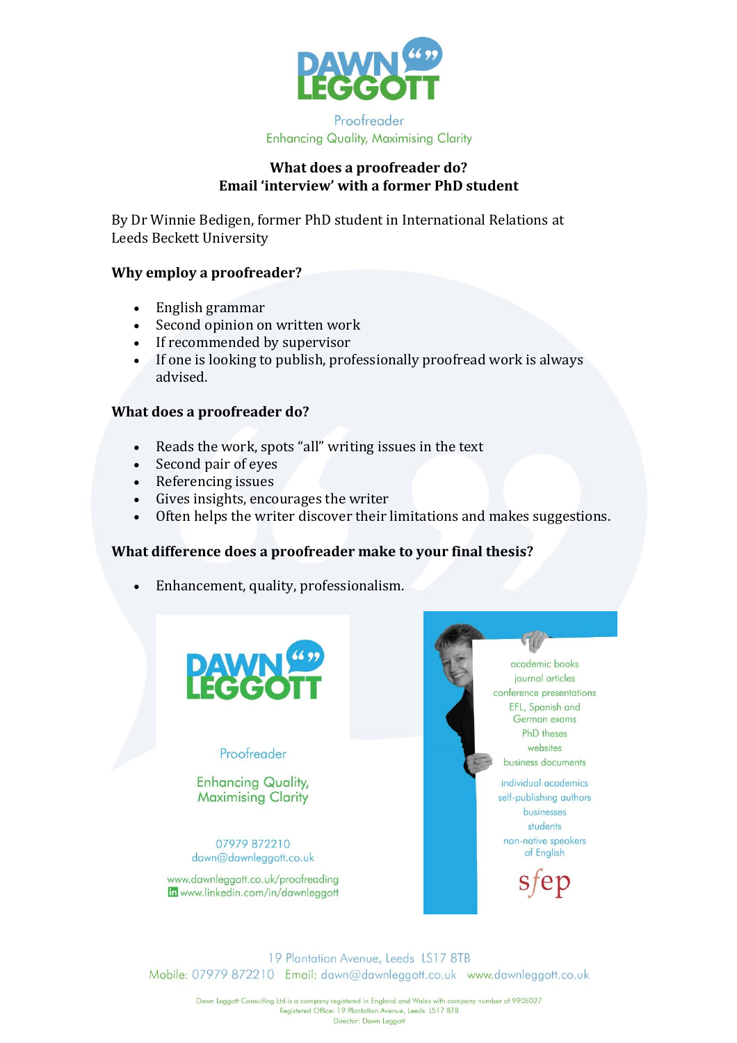DAWN LEGGOTT

Proofreader
Enhancing Quality, Maximising Clarity

## What does a proofreader do?
## Email 'interview' with a former PhD student

By Dr Winnie Bedigen, former PhD student in International Relations at Leeds Beckett University

### Why employ a proofreader?

- English grammar
- Second opinion on written work
- If recommended by supervisor
- If one is looking to publish, professionally proofread work is always advised.

### What does a proofreader do?

- Reads the work, spots "all" writing issues in the text
- Second pair of eyes
- Referencing issues
- Gives insights, encourages the writer
- Often helps the writer discover their limitations and makes suggestions.

### What difference does a proofreader make to your final thesis?

- Enhancement, quality, professionalism.

DAWN LEGGOTT

Proofreader

Enhancing Quality,
Maximising Clarity

07979 872210
dawn@dawnleggott.co.uk

www.dawnleggott.co.uk/proofreading
www.linkedin.com/in/dawnleggott

academic books
journal articles
conference presentations
EFL, Spanish and German exams
PhD theses
websites
business documents

individual academics
self-publishing authors
businesses
students
non-native speakers of English

sfep

19 Plantation Avenue, Leeds LS17 8TB
Mobile: 07979 872210 Email: dawn@dawnleggott.co.uk www.dawnleggott.co.uk

Dawn Leggott Consulting Ltd is a company registered in England and Wales with company number of 9905027
Registered Office: 19 Plantation Avenue, Leeds LS17 8TB
Director: Dawn Leggott